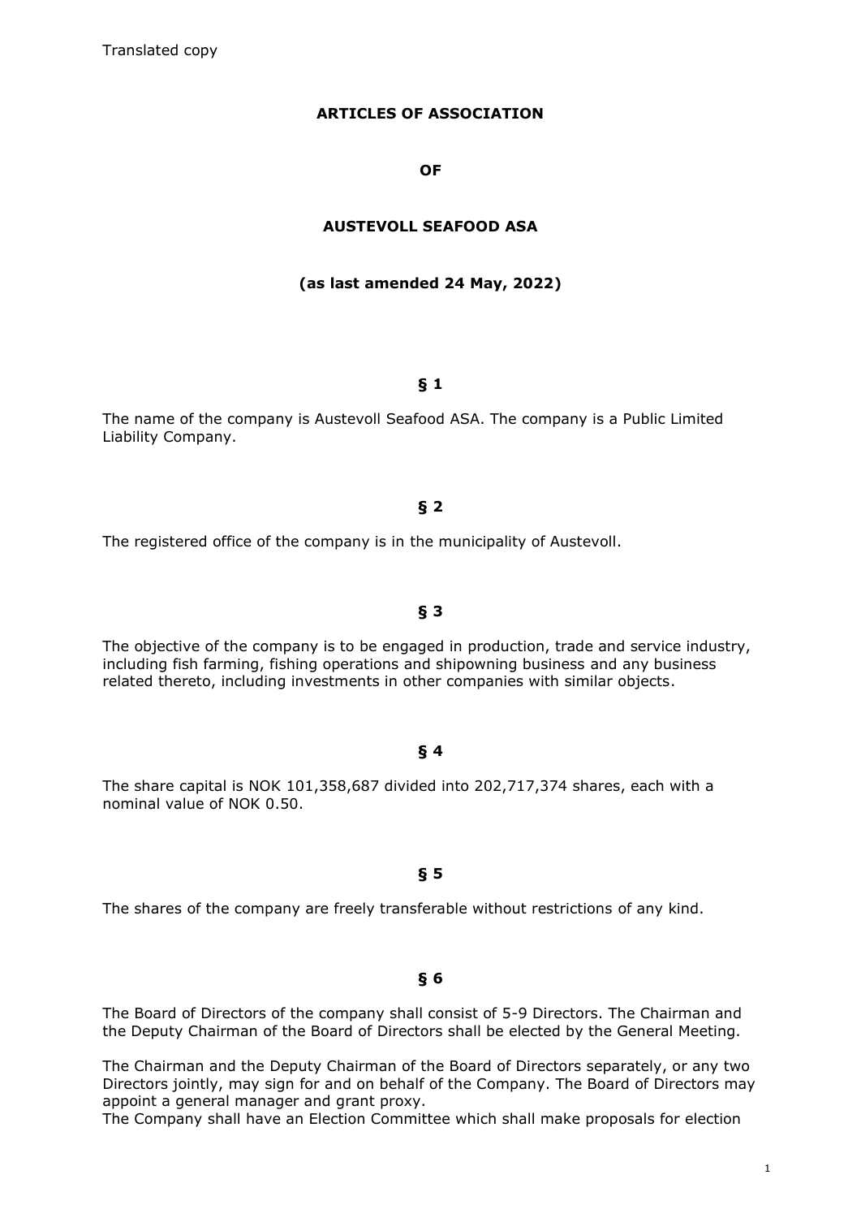Translated copy

# ARTICLES OF ASSOCIATION

# OF

# AUSTEVOLL SEAFOOD ASA

**(as last amended 24 May, 2022)**

## § 1

The name of the company is Austevoll Seafood ASA. The company is a Public Limited Liability Company.

## § 2

The registered office of the company is in the municipality of Austevoll.

## § 3

The objective of the company is to be engaged in production, trade and service industry, including fish farming, fishing operations and shipowning business and any business related thereto, including investments in other companies with similar objects.

## § 4

The share capital is NOK 101,358,687 divided into 202,717,374 shares, each with a nominal value of NOK 0.50.

## § 5

The shares of the company are freely transferable without restrictions of any kind.

## § 6

The Board of Directors of the company shall consist of 5-9 Directors. The Chairman and the Deputy Chairman of the Board of Directors shall be elected by the General Meeting.

The Chairman and the Deputy Chairman of the Board of Directors separately, or any two Directors jointly, may sign for and on behalf of the Company. The Board of Directors may appoint a general manager and grant proxy.
The Company shall have an Election Committee which shall make proposals for election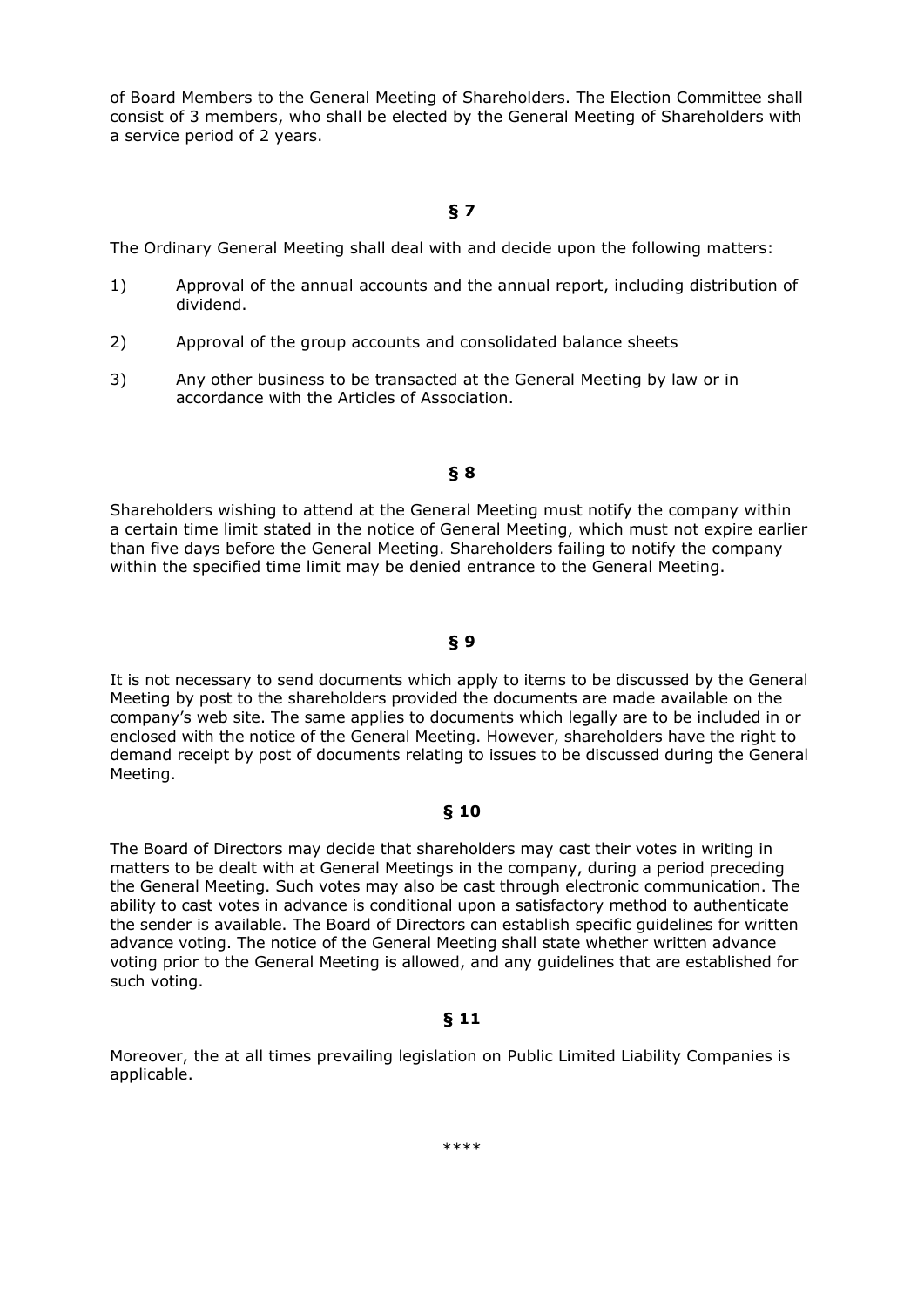of Board Members to the General Meeting of Shareholders. The Election Committee shall consist of 3 members, who shall be elected by the General Meeting of Shareholders with a service period of 2 years.

## § 7

The Ordinary General Meeting shall deal with and decide upon the following matters:

1) Approval of the annual accounts and the annual report, including distribution of dividend.

2) Approval of the group accounts and consolidated balance sheets

3) Any other business to be transacted at the General Meeting by law or in accordance with the Articles of Association.

## § 8

Shareholders wishing to attend at the General Meeting must notify the company within a certain time limit stated in the notice of General Meeting, which must not expire earlier than five days before the General Meeting. Shareholders failing to notify the company within the specified time limit may be denied entrance to the General Meeting.

## § 9

It is not necessary to send documents which apply to items to be discussed by the General Meeting by post to the shareholders provided the documents are made available on the company's web site. The same applies to documents which legally are to be included in or enclosed with the notice of the General Meeting. However, shareholders have the right to demand receipt by post of documents relating to issues to be discussed during the General Meeting.

## § 10

The Board of Directors may decide that shareholders may cast their votes in writing in matters to be dealt with at General Meetings in the company, during a period preceding the General Meeting. Such votes may also be cast through electronic communication. The ability to cast votes in advance is conditional upon a satisfactory method to authenticate the sender is available. The Board of Directors can establish specific guidelines for written advance voting. The notice of the General Meeting shall state whether written advance voting prior to the General Meeting is allowed, and any guidelines that are established for such voting.

## § 11

Moreover, the at all times prevailing legislation on Public Limited Liability Companies is applicable.

****